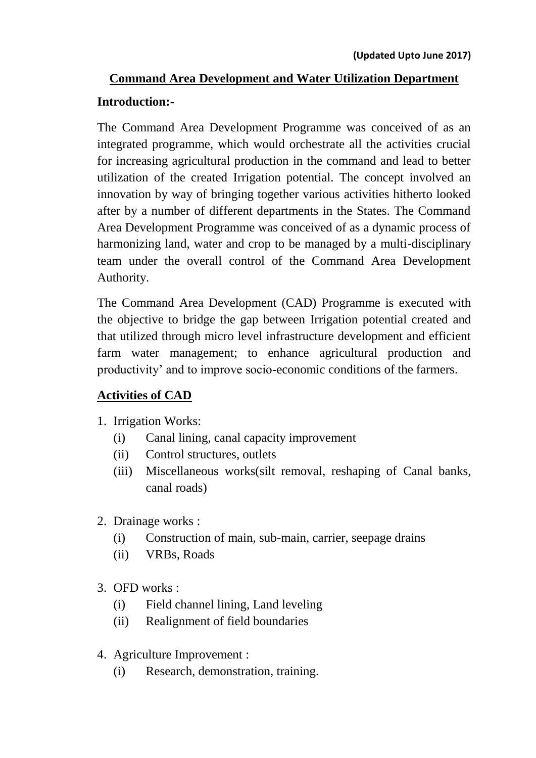**(Updated Upto June 2017)**

## Command Area Development and Water Utilization Department

**Introduction:-**

The Command Area Development Programme was conceived of as an integrated programme, which would orchestrate all the activities crucial for increasing agricultural production in the command and lead to better utilization of the created Irrigation potential. The concept involved an innovation by way of bringing together various activities hitherto looked after by a number of different departments in the States. The Command Area Development Programme was conceived of as a dynamic process of harmonizing land, water and crop to be managed by a multi-disciplinary team under the overall control of the Command Area Development Authority.

The Command Area Development (CAD) Programme is executed with the objective to bridge the gap between Irrigation potential created and that utilized through micro level infrastructure development and efficient farm water management; to enhance agricultural production and productivity' and to improve socio-economic conditions of the farmers.

### Activities of CAD

1. Irrigation Works:
   - (i) Canal lining, canal capacity improvement
   - (ii) Control structures, outlets
   - (iii) Miscellaneous works(silt removal, reshaping of Canal banks, canal roads)

2. Drainage works :
   - (i) Construction of main, sub-main, carrier, seepage drains
   - (ii) VRBs, Roads

3. OFD works :
   - (i) Field channel lining, Land leveling
   - (ii) Realignment of field boundaries

4. Agriculture Improvement :
   - (i) Research, demonstration, training.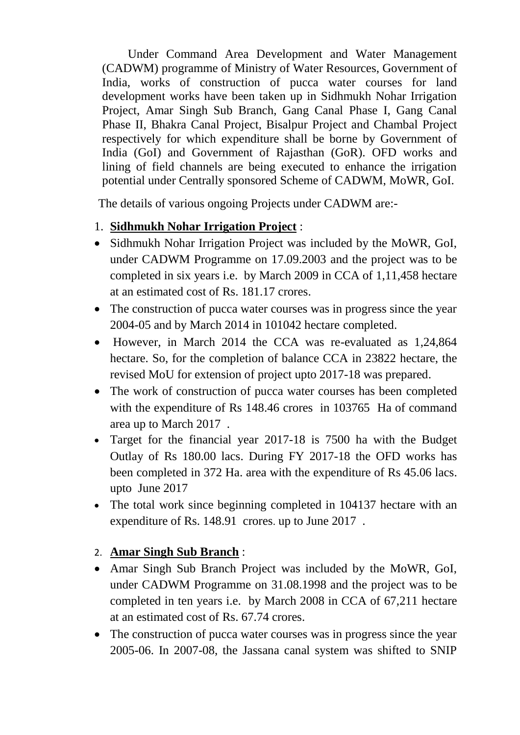Under Command Area Development and Water Management (CADWM) programme of Ministry of Water Resources, Government of India, works of construction of pucca water courses for land development works have been taken up in Sidhmukh Nohar Irrigation Project, Amar Singh Sub Branch, Gang Canal Phase I, Gang Canal Phase II, Bhakra Canal Project, Bisalpur Project and Chambal Project respectively for which expenditure shall be borne by Government of India (GoI) and Government of Rajasthan (GoR). OFD works and lining of field channels are being executed to enhance the irrigation potential under Centrally sponsored Scheme of CADWM, MoWR, GoI.

The details of various ongoing Projects under CADWM are:-

1. **<u>Sidhmukh Nohar Irrigation Project</u>** :

- Sidhmukh Nohar Irrigation Project was included by the MoWR, GoI, under CADWM Programme on 17.09.2003 and the project was to be completed in six years i.e. by March 2009 in CCA of 1,11,458 hectare at an estimated cost of Rs. 181.17 crores.
- The construction of pucca water courses was in progress since the year 2004-05 and by March 2014 in 101042 hectare completed.
- However, in March 2014 the CCA was re-evaluated as 1,24,864 hectare. So, for the completion of balance CCA in 23822 hectare, the revised MoU for extension of project upto 2017-18 was prepared.
- The work of construction of pucca water courses has been completed with the expenditure of Rs 148.46 crores in 103765 Ha of command area up to March 2017 .
- Target for the financial year 2017-18 is 7500 ha with the Budget Outlay of Rs 180.00 lacs. During FY 2017-18 the OFD works has been completed in 372 Ha. area with the expenditure of Rs 45.06 lacs. upto June 2017
- The total work since beginning completed in 104137 hectare with an expenditure of Rs. 148.91 crores. up to June 2017 .

2. **<u>Amar Singh Sub Branch</u>** :

- Amar Singh Sub Branch Project was included by the MoWR, GoI, under CADWM Programme on 31.08.1998 and the project was to be completed in ten years i.e. by March 2008 in CCA of 67,211 hectare at an estimated cost of Rs. 67.74 crores.
- The construction of pucca water courses was in progress since the year 2005-06. In 2007-08, the Jassana canal system was shifted to SNIP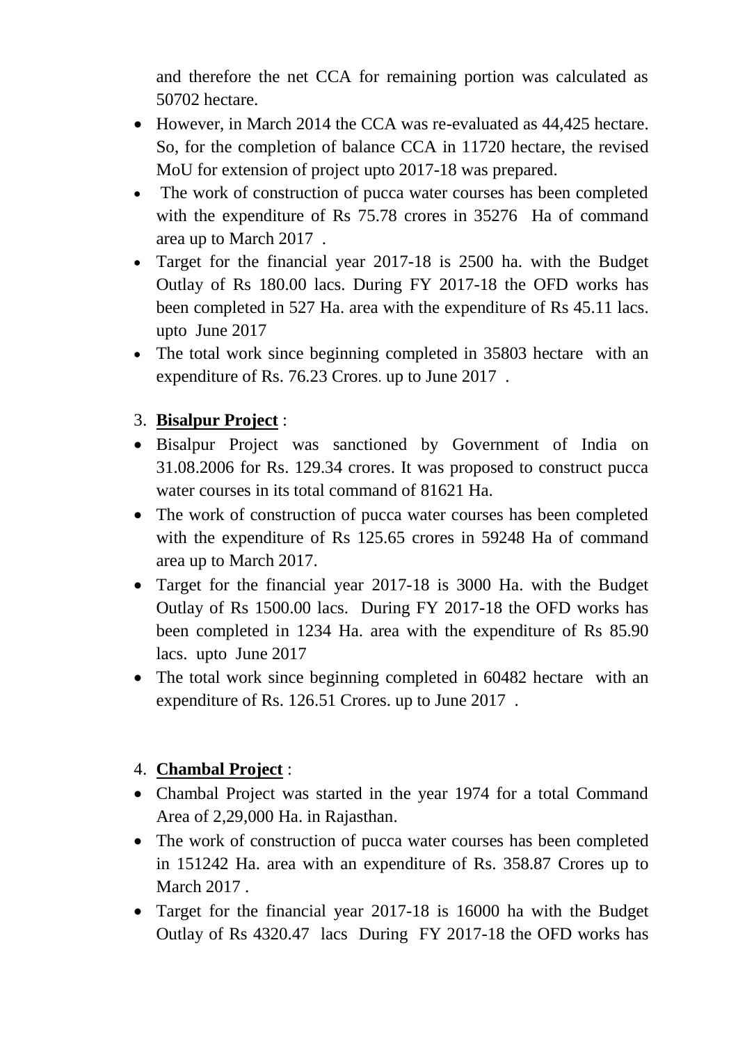and therefore the net CCA for remaining portion was calculated as 50702 hectare.

- However, in March 2014 the CCA was re-evaluated as 44,425 hectare. So, for the completion of balance CCA in 11720 hectare, the revised MoU for extension of project upto 2017-18 was prepared.
- The work of construction of pucca water courses has been completed with the expenditure of Rs 75.78 crores in 35276 Ha of command area up to March 2017 .
- Target for the financial year 2017-18 is 2500 ha. with the Budget Outlay of Rs 180.00 lacs. During FY 2017-18 the OFD works has been completed in 527 Ha. area with the expenditure of Rs 45.11 lacs. upto June 2017
- The total work since beginning completed in 35803 hectare with an expenditure of Rs. 76.23 Crores. up to June 2017 .

3. **Bisalpur Project** :

- Bisalpur Project was sanctioned by Government of India on 31.08.2006 for Rs. 129.34 crores. It was proposed to construct pucca water courses in its total command of 81621 Ha.
- The work of construction of pucca water courses has been completed with the expenditure of Rs 125.65 crores in 59248 Ha of command area up to March 2017.
- Target for the financial year 2017-18 is 3000 Ha. with the Budget Outlay of Rs 1500.00 lacs. During FY 2017-18 the OFD works has been completed in 1234 Ha. area with the expenditure of Rs 85.90 lacs. upto June 2017
- The total work since beginning completed in 60482 hectare with an expenditure of Rs. 126.51 Crores. up to June 2017 .

4. **Chambal Project** :

- Chambal Project was started in the year 1974 for a total Command Area of 2,29,000 Ha. in Rajasthan.
- The work of construction of pucca water courses has been completed in 151242 Ha. area with an expenditure of Rs. 358.87 Crores up to March 2017 .
- Target for the financial year 2017-18 is 16000 ha with the Budget Outlay of Rs 4320.47 lacs During FY 2017-18 the OFD works has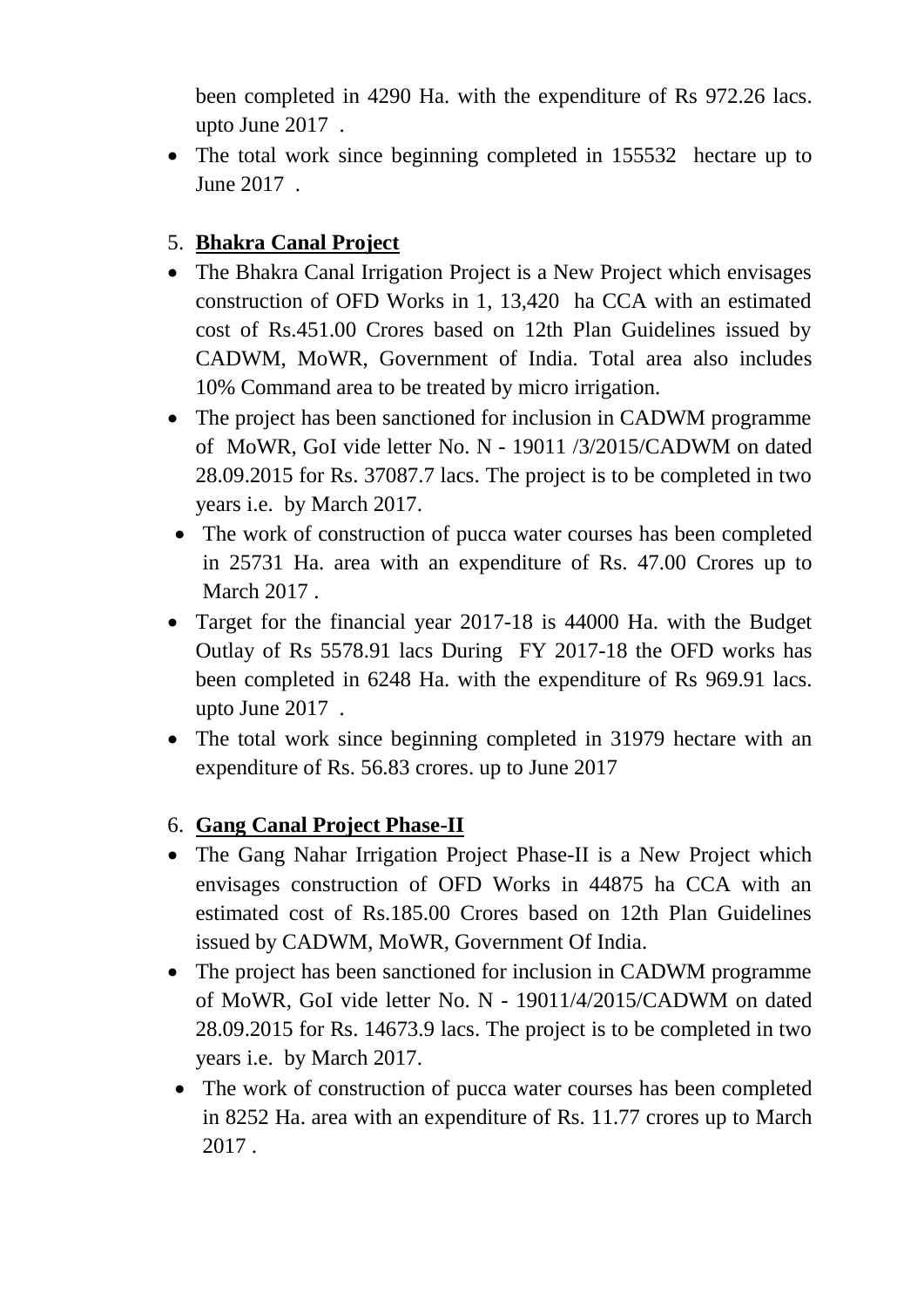been completed in 4290 Ha. with the expenditure of Rs 972.26 lacs. upto June 2017 .

- The total work since beginning completed in 155532 hectare up to June 2017 .

## 5. **Bhakra Canal Project**

- The Bhakra Canal Irrigation Project is a New Project which envisages construction of OFD Works in 1, 13,420 ha CCA with an estimated cost of Rs.451.00 Crores based on 12th Plan Guidelines issued by CADWM, MoWR, Government of India. Total area also includes 10% Command area to be treated by micro irrigation.
- The project has been sanctioned for inclusion in CADWM programme of MoWR, GoI vide letter No. N - 19011 /3/2015/CADWM on dated 28.09.2015 for Rs. 37087.7 lacs. The project is to be completed in two years i.e. by March 2017.
- The work of construction of pucca water courses has been completed in 25731 Ha. area with an expenditure of Rs. 47.00 Crores up to March 2017 .
- Target for the financial year 2017-18 is 44000 Ha. with the Budget Outlay of Rs 5578.91 lacs During FY 2017-18 the OFD works has been completed in 6248 Ha. with the expenditure of Rs 969.91 lacs. upto June 2017 .
- The total work since beginning completed in 31979 hectare with an expenditure of Rs. 56.83 crores. up to June 2017

## 6. **Gang Canal Project Phase-II**

- The Gang Nahar Irrigation Project Phase-II is a New Project which envisages construction of OFD Works in 44875 ha CCA with an estimated cost of Rs.185.00 Crores based on 12th Plan Guidelines issued by CADWM, MoWR, Government Of India.
- The project has been sanctioned for inclusion in CADWM programme of MoWR, GoI vide letter No. N - 19011/4/2015/CADWM on dated 28.09.2015 for Rs. 14673.9 lacs. The project is to be completed in two years i.e. by March 2017.
- The work of construction of pucca water courses has been completed in 8252 Ha. area with an expenditure of Rs. 11.77 crores up to March 2017 .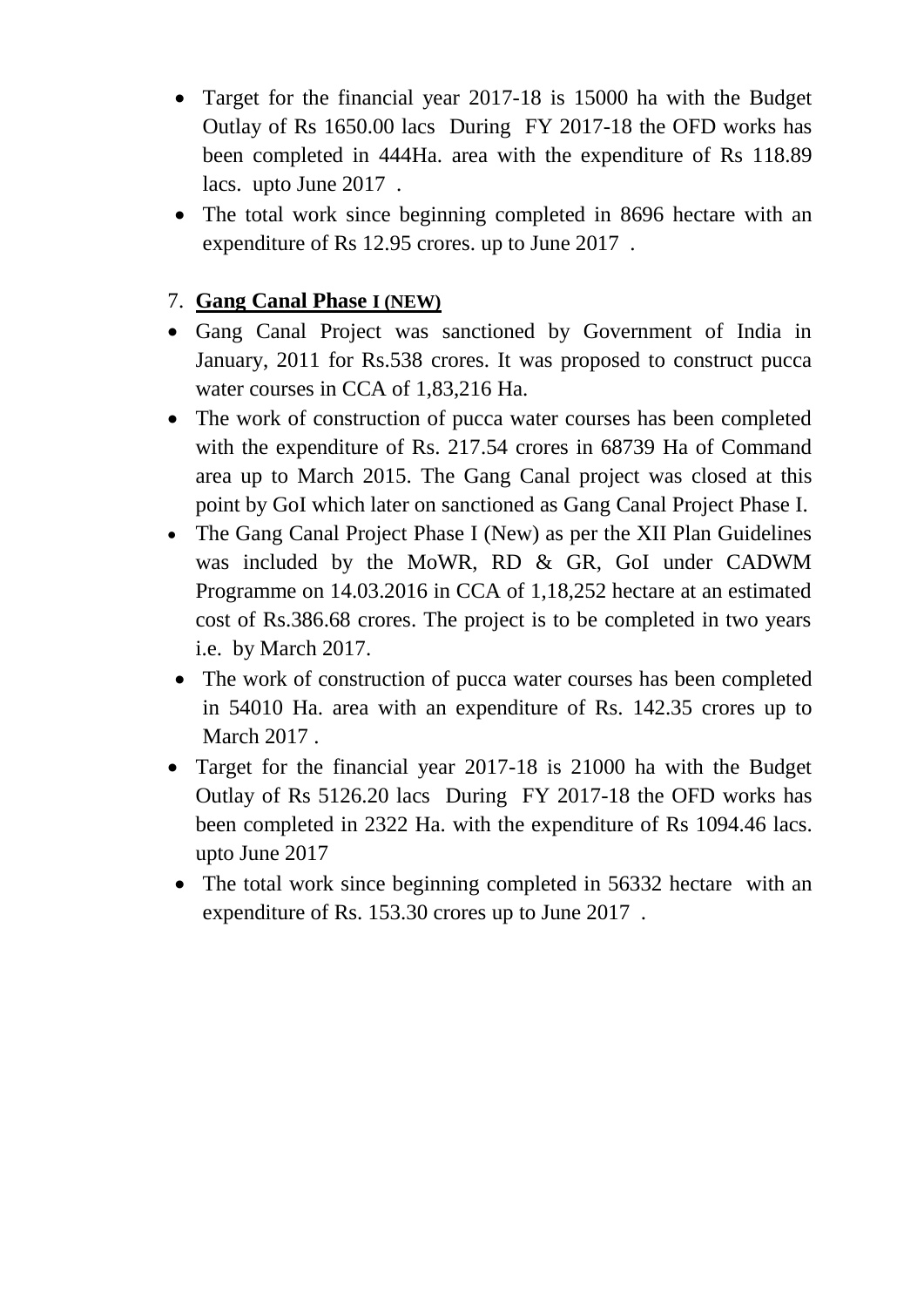- Target for the financial year 2017-18 is 15000 ha with the Budget Outlay of Rs 1650.00 lacs During FY 2017-18 the OFD works has been completed in 444Ha. area with the expenditure of Rs 118.89 lacs. upto June 2017 .
- The total work since beginning completed in 8696 hectare with an expenditure of Rs 12.95 crores. up to June 2017 .

7. **Gang Canal Phase I (NEW)**

- Gang Canal Project was sanctioned by Government of India in January, 2011 for Rs.538 crores. It was proposed to construct pucca water courses in CCA of 1,83,216 Ha.
- The work of construction of pucca water courses has been completed with the expenditure of Rs. 217.54 crores in 68739 Ha of Command area up to March 2015. The Gang Canal project was closed at this point by GoI which later on sanctioned as Gang Canal Project Phase I.
- The Gang Canal Project Phase I (New) as per the XII Plan Guidelines was included by the MoWR, RD & GR, GoI under CADWM Programme on 14.03.2016 in CCA of 1,18,252 hectare at an estimated cost of Rs.386.68 crores. The project is to be completed in two years i.e. by March 2017.
- The work of construction of pucca water courses has been completed in 54010 Ha. area with an expenditure of Rs. 142.35 crores up to March 2017 .
- Target for the financial year 2017-18 is 21000 ha with the Budget Outlay of Rs 5126.20 lacs During FY 2017-18 the OFD works has been completed in 2322 Ha. with the expenditure of Rs 1094.46 lacs. upto June 2017
- The total work since beginning completed in 56332 hectare with an expenditure of Rs. 153.30 crores up to June 2017 .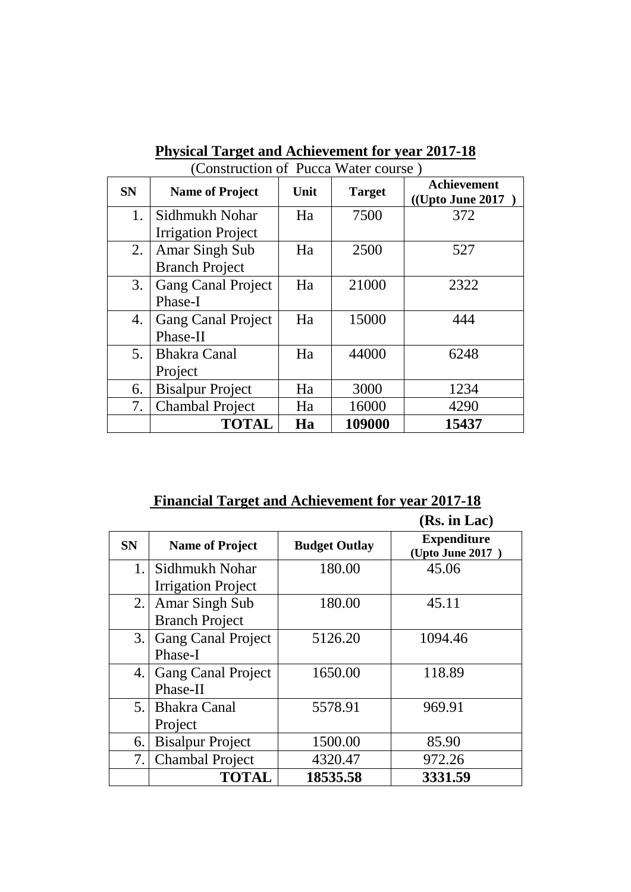**Physical Target and Achievement for year 2017-18**

(Construction of Pucca Water course )

| SN | Name of Project | Unit | Target | Achievement ((Upto June 2017 ) |
|---|---|---|---|---|
| 1. | Sidhmukh Nohar Irrigation Project | Ha | 7500 | 372 |
| 2. | Amar Singh Sub Branch Project | Ha | 2500 | 527 |
| 3. | Gang Canal Project Phase-I | Ha | 21000 | 2322 |
| 4. | Gang Canal Project Phase-II | Ha | 15000 | 444 |
| 5. | Bhakra Canal Project | Ha | 44000 | 6248 |
| 6. | Bisalpur Project | Ha | 3000 | 1234 |
| 7. | Chambal Project | Ha | 16000 | 4290 |
| | **TOTAL** | **Ha** | **109000** | **15437** |

**Financial Target and Achievement for year 2017-18**

**(Rs. in Lac)**

| SN | Name of Project | Budget Outlay | Expenditure (Upto June 2017 ) |
|---|---|---|---|
| 1. | Sidhmukh Nohar Irrigation Project | 180.00 | 45.06 |
| 2. | Amar Singh Sub Branch Project | 180.00 | 45.11 |
| 3. | Gang Canal Project Phase-I | 5126.20 | 1094.46 |
| 4. | Gang Canal Project Phase-II | 1650.00 | 118.89 |
| 5. | Bhakra Canal Project | 5578.91 | 969.91 |
| 6. | Bisalpur Project | 1500.00 | 85.90 |
| 7. | Chambal Project | 4320.47 | 972.26 |
| | **TOTAL** | **18535.58** | **3331.59** |